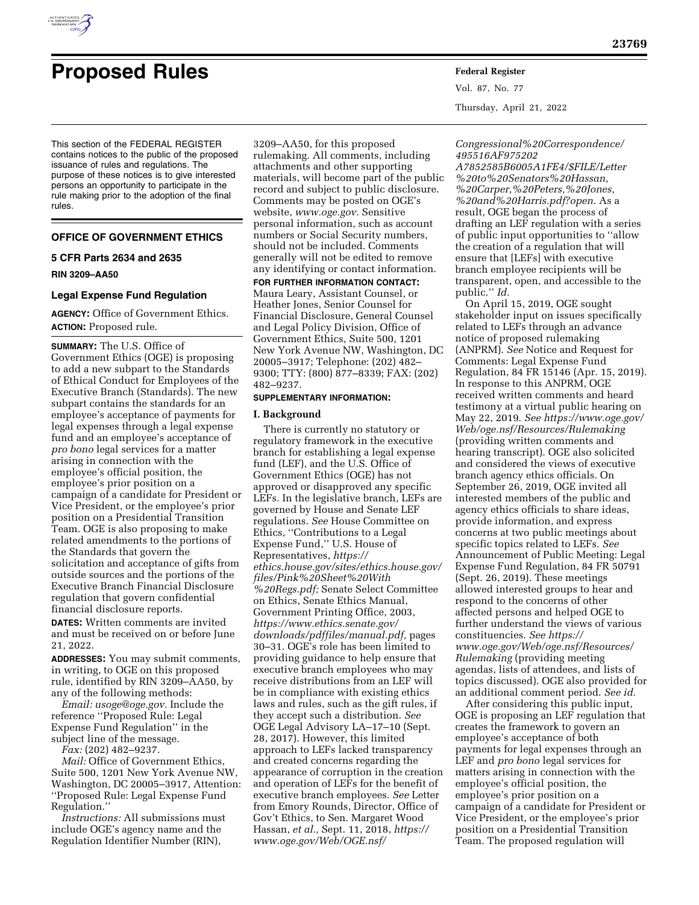# Proposed Rules

This section of the FEDERAL REGISTER contains notices to the public of the proposed issuance of rules and regulations. The purpose of these notices is to give interested persons an opportunity to participate in the rule making prior to the adoption of the final rules.

## OFFICE OF GOVERNMENT ETHICS

### 5 CFR Parts 2634 and 2635

**RIN 3209–AA50**

### Legal Expense Fund Regulation

**AGENCY:** Office of Government Ethics.

**ACTION:** Proposed rule.

**SUMMARY:** The U.S. Office of Government Ethics (OGE) is proposing to add a new subpart to the Standards of Ethical Conduct for Employees of the Executive Branch (Standards). The new subpart contains the standards for an employee's acceptance of payments for legal expenses through a legal expense fund and an employee's acceptance of *pro bono* legal services for a matter arising in connection with the employee's official position, the employee's prior position on a campaign of a candidate for President or Vice President, or the employee's prior position on a Presidential Transition Team. OGE is also proposing to make related amendments to the portions of the Standards that govern the solicitation and acceptance of gifts from outside sources and the portions of the Executive Branch Financial Disclosure regulation that govern confidential financial disclosure reports.

**DATES:** Written comments are invited and must be received on or before June 21, 2022.

**ADDRESSES:** You may submit comments, in writing, to OGE on this proposed rule, identified by RIN 3209–AA50, by any of the following methods:

*Email: usoge@oge.gov.* Include the reference ''Proposed Rule: Legal Expense Fund Regulation'' in the subject line of the message.

*Fax:* (202) 482–9237.

*Mail:* Office of Government Ethics, Suite 500, 1201 New York Avenue NW, Washington, DC 20005–3917, Attention: ''Proposed Rule: Legal Expense Fund Regulation.''

*Instructions:* All submissions must include OGE's agency name and the Regulation Identifier Number (RIN), 3209–AA50, for this proposed rulemaking. All comments, including attachments and other supporting materials, will become part of the public record and subject to public disclosure. Comments may be posted on OGE's website, *www.oge.gov.* Sensitive personal information, such as account numbers or Social Security numbers, should not be included. Comments generally will not be edited to remove any identifying or contact information.

**FOR FURTHER INFORMATION CONTACT:** Maura Leary, Assistant Counsel, or Heather Jones, Senior Counsel for Financial Disclosure, General Counsel and Legal Policy Division, Office of Government Ethics, Suite 500, 1201 New York Avenue NW, Washington, DC 20005–3917; Telephone: (202) 482–9300; TTY: (800) 877–8339; FAX: (202) 482–9237.

**SUPPLEMENTARY INFORMATION:**

#### I. Background

There is currently no statutory or regulatory framework in the executive branch for establishing a legal expense fund (LEF), and the U.S. Office of Government Ethics (OGE) has not approved or disapproved any specific LEFs. In the legislative branch, LEFs are governed by House and Senate LEF regulations. *See* House Committee on Ethics, ''Contributions to a Legal Expense Fund,'' U.S. House of Representatives, *https://ethics.house.gov/sites/ethics.house.gov/files/Pink%20Sheet%20With%20Regs.pdf;* Senate Select Committee on Ethics, Senate Ethics Manual, Government Printing Office, 2003, *https://www.ethics.senate.gov/downloads/pdffiles/manual.pdf,* pages 30–31. OGE's role has been limited to providing guidance to help ensure that executive branch employees who may receive distributions from an LEF will be in compliance with existing ethics laws and rules, such as the gift rules, if they accept such a distribution. *See* OGE Legal Advisory LA–17–10 (Sept. 28, 2017). However, this limited approach to LEFs lacked transparency and created concerns regarding the appearance of corruption in the creation and operation of LEFs for the benefit of executive branch employees. *See* Letter from Emory Rounds, Director, Office of Gov't Ethics, to Sen. Margaret Wood Hassan, *et al.,* Sept. 11, 2018, *https://www.oge.gov/Web/OGE.nsf/Congressional%20Correspondence/495516AF975202A7852585B6005A1FE4/$FILE/Letter%20to%20Senators%20Hassan,%20Carper,%20Peters,%20Jones,%20and%20Harris.pdf?open.* As a result, OGE began the process of drafting an LEF regulation with a series of public input opportunities to ''allow the creation of a regulation that will ensure that [LEFs] with executive branch employee recipients will be transparent, open, and accessible to the public.'' *Id.*

On April 15, 2019, OGE sought stakeholder input on issues specifically related to LEFs through an advance notice of proposed rulemaking (ANPRM). *See* Notice and Request for Comments: Legal Expense Fund Regulation, 84 FR 15146 (Apr. 15, 2019). In response to this ANPRM, OGE received written comments and heard testimony at a virtual public hearing on May 22, 2019. *See https://www.oge.gov/Web/oge.nsf/Resources/Rulemaking* (providing written comments and hearing transcript). OGE also solicited and considered the views of executive branch agency ethics officials. On September 26, 2019, OGE invited all interested members of the public and agency ethics officials to share ideas, provide information, and express concerns at two public meetings about specific topics related to LEFs. *See* Announcement of Public Meeting: Legal Expense Fund Regulation, 84 FR 50791 (Sept. 26, 2019). These meetings allowed interested groups to hear and respond to the concerns of other affected persons and helped OGE to further understand the views of various constituencies. *See https://www.oge.gov/Web/oge.nsf/Resources/Rulemaking* (providing meeting agendas, lists of attendees, and lists of topics discussed). OGE also provided for an additional comment period. *See id.*

After considering this public input, OGE is proposing an LEF regulation that creates the framework to govern an employee's acceptance of both payments for legal expenses through an LEF and *pro bono* legal services for matters arising in connection with the employee's official position, the employee's prior position on a campaign of a candidate for President or Vice President, or the employee's prior position on a Presidential Transition Team. The proposed regulation will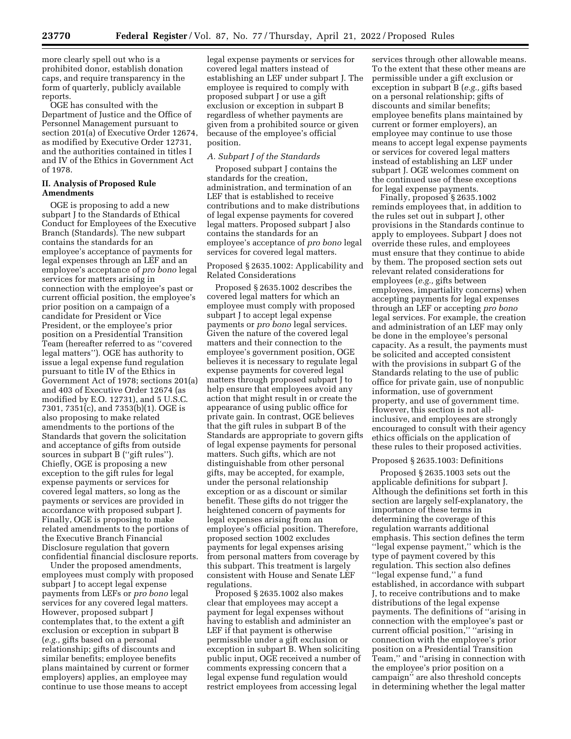more clearly spell out who is a prohibited donor, establish donation caps, and require transparency in the form of quarterly, publicly available reports.

OGE has consulted with the Department of Justice and the Office of Personnel Management pursuant to section 201(a) of Executive Order 12674, as modified by Executive Order 12731, and the authorities contained in titles I and IV of the Ethics in Government Act of 1978.

## II. Analysis of Proposed Rule Amendments

OGE is proposing to add a new subpart J to the Standards of Ethical Conduct for Employees of the Executive Branch (Standards). The new subpart contains the standards for an employee's acceptance of payments for legal expenses through an LEF and an employee's acceptance of *pro bono* legal services for matters arising in connection with the employee's past or current official position, the employee's prior position on a campaign of a candidate for President or Vice President, or the employee's prior position on a Presidential Transition Team (hereafter referred to as ''covered legal matters''). OGE has authority to issue a legal expense fund regulation pursuant to title IV of the Ethics in Government Act of 1978; sections 201(a) and 403 of Executive Order 12674 (as modified by E.O. 12731), and 5 U.S.C. 7301, 7351(c), and 7353(b)(1). OGE is also proposing to make related amendments to the portions of the Standards that govern the solicitation and acceptance of gifts from outside sources in subpart B (''gift rules''). Chiefly, OGE is proposing a new exception to the gift rules for legal expense payments or services for covered legal matters, so long as the payments or services are provided in accordance with proposed subpart J. Finally, OGE is proposing to make related amendments to the portions of the Executive Branch Financial Disclosure regulation that govern confidential financial disclosure reports.

Under the proposed amendments, employees must comply with proposed subpart J to accept legal expense payments from LEFs or *pro bono* legal services for any covered legal matters. However, proposed subpart J contemplates that, to the extent a gift exclusion or exception in subpart B (*e.g.,* gifts based on a personal relationship; gifts of discounts and similar benefits; employee benefits plans maintained by current or former employers) applies, an employee may continue to use those means to accept legal expense payments or services for covered legal matters instead of establishing an LEF under subpart J. The employee is required to comply with proposed subpart J or use a gift exclusion or exception in subpart B regardless of whether payments are given from a prohibited source or given because of the employee's official position.

### *A. Subpart J of the Standards*

Proposed subpart J contains the standards for the creation, administration, and termination of an LEF that is established to receive contributions and to make distributions of legal expense payments for covered legal matters. Proposed subpart J also contains the standards for an employee's acceptance of *pro bono* legal services for covered legal matters.

Proposed § 2635.1002: Applicability and Related Considerations

Proposed § 2635.1002 describes the covered legal matters for which an employee must comply with proposed subpart J to accept legal expense payments or *pro bono* legal services. Given the nature of the covered legal matters and their connection to the employee's government position, OGE believes it is necessary to regulate legal expense payments for covered legal matters through proposed subpart J to help ensure that employees avoid any action that might result in or create the appearance of using public office for private gain. In contrast, OGE believes that the gift rules in subpart B of the Standards are appropriate to govern gifts of legal expense payments for personal matters. Such gifts, which are not distinguishable from other personal gifts, may be accepted, for example, under the personal relationship exception or as a discount or similar benefit. These gifts do not trigger the heightened concern of payments for legal expenses arising from an employee's official position. Therefore, proposed section 1002 excludes payments for legal expenses arising from personal matters from coverage by this subpart. This treatment is largely consistent with House and Senate LEF regulations.

Proposed § 2635.1002 also makes clear that employees may accept a payment for legal expenses without having to establish and administer an LEF if that payment is otherwise permissible under a gift exclusion or exception in subpart B. When soliciting public input, OGE received a number of comments expressing concern that a legal expense fund regulation would restrict employees from accessing legal services through other allowable means. To the extent that these other means are permissible under a gift exclusion or exception in subpart B (*e.g.,* gifts based on a personal relationship; gifts of discounts and similar benefits; employee benefits plans maintained by current or former employers), an employee may continue to use those means to accept legal expense payments or services for covered legal matters instead of establishing an LEF under subpart J. OGE welcomes comment on the continued use of these exceptions for legal expense payments.

Finally, proposed § 2635.1002 reminds employees that, in addition to the rules set out in subpart J, other provisions in the Standards continue to apply to employees. Subpart J does not override these rules, and employees must ensure that they continue to abide by them. The proposed section sets out relevant related considerations for employees (*e.g.,* gifts between employees, impartiality concerns) when accepting payments for legal expenses through an LEF or accepting *pro bono* legal services. For example, the creation and administration of an LEF may only be done in the employee's personal capacity. As a result, the payments must be solicited and accepted consistent with the provisions in subpart G of the Standards relating to the use of public office for private gain, use of nonpublic information, use of government property, and use of government time. However, this section is not all-inclusive, and employees are strongly encouraged to consult with their agency ethics officials on the application of these rules to their proposed activities.

Proposed § 2635.1003: Definitions

Proposed § 2635.1003 sets out the applicable definitions for subpart J. Although the definitions set forth in this section are largely self-explanatory, the importance of these terms in determining the coverage of this regulation warrants additional emphasis. This section defines the term ''legal expense payment,'' which is the type of payment covered by this regulation. This section also defines ''legal expense fund,'' a fund established, in accordance with subpart J, to receive contributions and to make distributions of the legal expense payments. The definitions of ''arising in connection with the employee's past or current official position,'' ''arising in connection with the employee's prior position on a Presidential Transition Team,'' and ''arising in connection with the employee's prior position on a campaign'' are also threshold concepts in determining whether the legal matter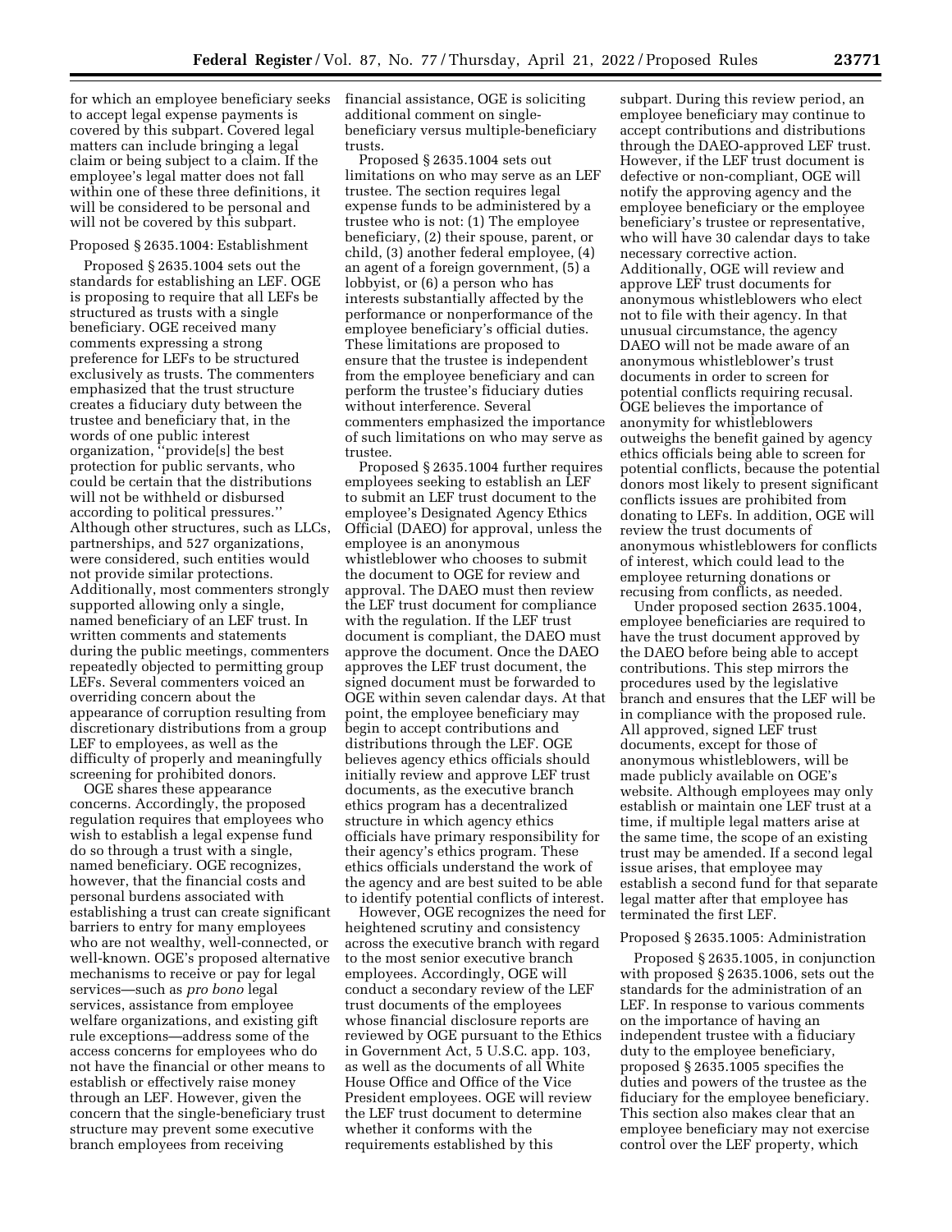for which an employee beneficiary seeks to accept legal expense payments is covered by this subpart. Covered legal matters can include bringing a legal claim or being subject to a claim. If the employee's legal matter does not fall within one of these three definitions, it will be considered to be personal and will not be covered by this subpart.

Proposed § 2635.1004: Establishment

Proposed § 2635.1004 sets out the standards for establishing an LEF. OGE is proposing to require that all LEFs be structured as trusts with a single beneficiary. OGE received many comments expressing a strong preference for LEFs to be structured exclusively as trusts. The commenters emphasized that the trust structure creates a fiduciary duty between the trustee and beneficiary that, in the words of one public interest organization, ''provide[s] the best protection for public servants, who could be certain that the distributions will not be withheld or disbursed according to political pressures.'' Although other structures, such as LLCs, partnerships, and 527 organizations, were considered, such entities would not provide similar protections. Additionally, most commenters strongly supported allowing only a single, named beneficiary of an LEF trust. In written comments and statements during the public meetings, commenters repeatedly objected to permitting group LEFs. Several commenters voiced an overriding concern about the appearance of corruption resulting from discretionary distributions from a group LEF to employees, as well as the difficulty of properly and meaningfully screening for prohibited donors.

OGE shares these appearance concerns. Accordingly, the proposed regulation requires that employees who wish to establish a legal expense fund do so through a trust with a single, named beneficiary. OGE recognizes, however, that the financial costs and personal burdens associated with establishing a trust can create significant barriers to entry for many employees who are not wealthy, well-connected, or well-known. OGE's proposed alternative mechanisms to receive or pay for legal services—such as *pro bono* legal services, assistance from employee welfare organizations, and existing gift rule exceptions—address some of the access concerns for employees who do not have the financial or other means to establish or effectively raise money through an LEF. However, given the concern that the single-beneficiary trust structure may prevent some executive branch employees from receiving financial assistance, OGE is soliciting additional comment on single-beneficiary versus multiple-beneficiary trusts.

Proposed § 2635.1004 sets out limitations on who may serve as an LEF trustee. The section requires legal expense funds to be administered by a trustee who is not: (1) The employee beneficiary, (2) their spouse, parent, or child, (3) another federal employee, (4) an agent of a foreign government, (5) a lobbyist, or (6) a person who has interests substantially affected by the performance or nonperformance of the employee beneficiary's official duties. These limitations are proposed to ensure that the trustee is independent from the employee beneficiary and can perform the trustee's fiduciary duties without interference. Several commenters emphasized the importance of such limitations on who may serve as trustee.

Proposed § 2635.1004 further requires employees seeking to establish an LEF to submit an LEF trust document to the employee's Designated Agency Ethics Official (DAEO) for approval, unless the employee is an anonymous whistleblower who chooses to submit the document to OGE for review and approval. The DAEO must then review the LEF trust document for compliance with the regulation. If the LEF trust document is compliant, the DAEO must approve the document. Once the DAEO approves the LEF trust document, the signed document must be forwarded to OGE within seven calendar days. At that point, the employee beneficiary may begin to accept contributions and distributions through the LEF. OGE believes agency ethics officials should initially review and approve LEF trust documents, as the executive branch ethics program has a decentralized structure in which agency ethics officials have primary responsibility for their agency's ethics program. These ethics officials understand the work of the agency and are best suited to be able to identify potential conflicts of interest.

However, OGE recognizes the need for heightened scrutiny and consistency across the executive branch with regard to the most senior executive branch employees. Accordingly, OGE will conduct a secondary review of the LEF trust documents of the employees whose financial disclosure reports are reviewed by OGE pursuant to the Ethics in Government Act, 5 U.S.C. app. 103, as well as the documents of all White House Office and Office of the Vice President employees. OGE will review the LEF trust document to determine whether it conforms with the requirements established by this subpart. During this review period, an employee beneficiary may continue to accept contributions and distributions through the DAEO-approved LEF trust. However, if the LEF trust document is defective or non-compliant, OGE will notify the approving agency and the employee beneficiary or the employee beneficiary's trustee or representative, who will have 30 calendar days to take necessary corrective action. Additionally, OGE will review and approve LEF trust documents for anonymous whistleblowers who elect not to file with their agency. In that unusual circumstance, the agency DAEO will not be made aware of an anonymous whistleblower's trust documents in order to screen for potential conflicts requiring recusal. OGE believes the importance of anonymity for whistleblowers outweighs the benefit gained by agency ethics officials being able to screen for potential conflicts, because the potential donors most likely to present significant conflicts issues are prohibited from donating to LEFs. In addition, OGE will review the trust documents of anonymous whistleblowers for conflicts of interest, which could lead to the employee returning donations or recusing from conflicts, as needed.

Under proposed section 2635.1004, employee beneficiaries are required to have the trust document approved by the DAEO before being able to accept contributions. This step mirrors the procedures used by the legislative branch and ensures that the LEF will be in compliance with the proposed rule. All approved, signed LEF trust documents, except for those of anonymous whistleblowers, will be made publicly available on OGE's website. Although employees may only establish or maintain one LEF trust at a time, if multiple legal matters arise at the same time, the scope of an existing trust may be amended. If a second legal issue arises, that employee may establish a second fund for that separate legal matter after that employee has terminated the first LEF.

Proposed § 2635.1005: Administration

Proposed § 2635.1005, in conjunction with proposed § 2635.1006, sets out the standards for the administration of an LEF. In response to various comments on the importance of having an independent trustee with a fiduciary duty to the employee beneficiary, proposed § 2635.1005 specifies the duties and powers of the trustee as the fiduciary for the employee beneficiary. This section also makes clear that an employee beneficiary may not exercise control over the LEF property, which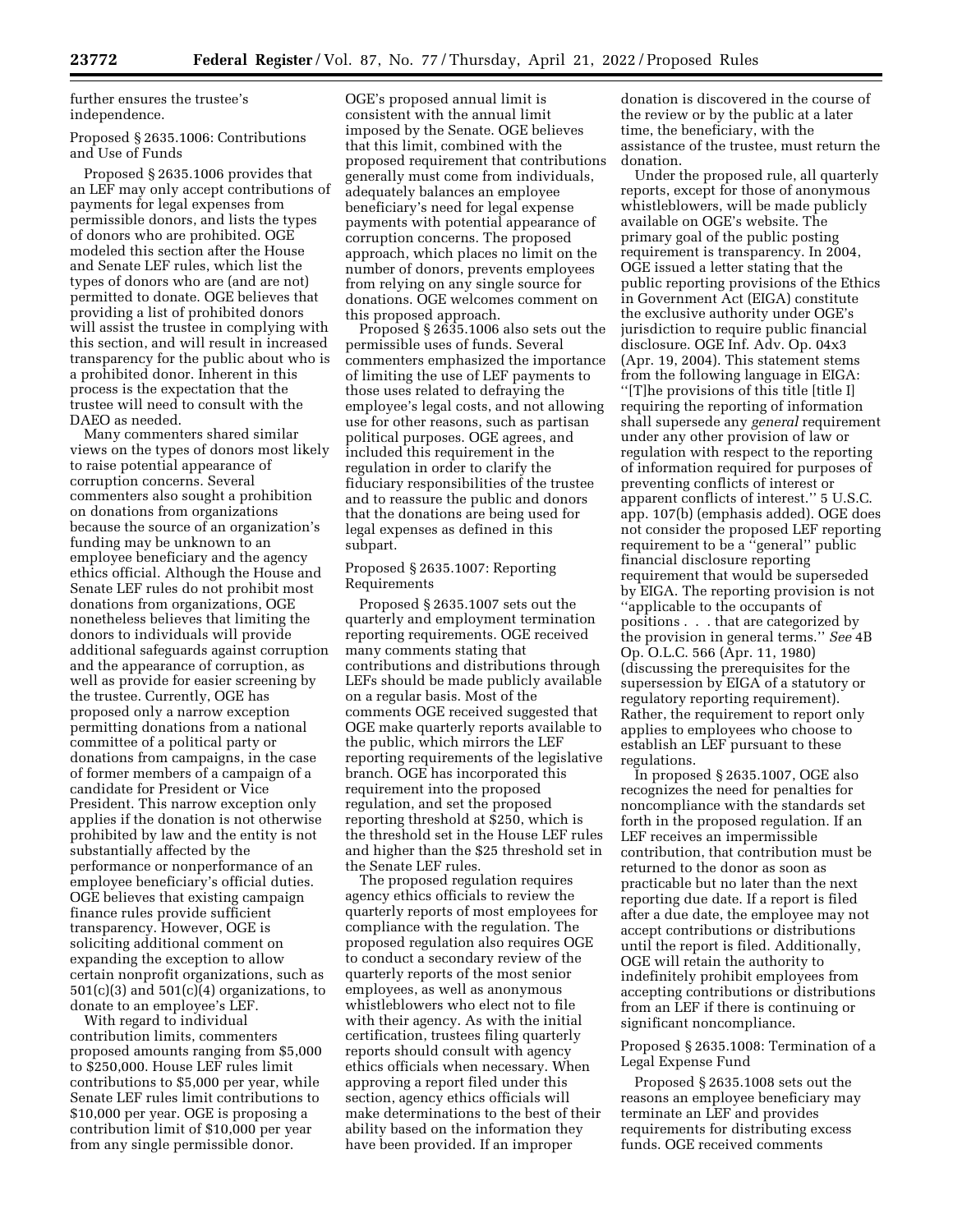further ensures the trustee's independence.

Proposed § 2635.1006: Contributions and Use of Funds

Proposed § 2635.1006 provides that an LEF may only accept contributions of payments for legal expenses from permissible donors, and lists the types of donors who are prohibited. OGE modeled this section after the House and Senate LEF rules, which list the types of donors who are (and are not) permitted to donate. OGE believes that providing a list of prohibited donors will assist the trustee in complying with this section, and will result in increased transparency for the public about who is a prohibited donor. Inherent in this process is the expectation that the trustee will need to consult with the DAEO as needed.

Many commenters shared similar views on the types of donors most likely to raise potential appearance of corruption concerns. Several commenters also sought a prohibition on donations from organizations because the source of an organization's funding may be unknown to an employee beneficiary and the agency ethics official. Although the House and Senate LEF rules do not prohibit most donations from organizations, OGE nonetheless believes that limiting the donors to individuals will provide additional safeguards against corruption and the appearance of corruption, as well as provide for easier screening by the trustee. Currently, OGE has proposed only a narrow exception permitting donations from a national committee of a political party or donations from campaigns, in the case of former members of a campaign of a candidate for President or Vice President. This narrow exception only applies if the donation is not otherwise prohibited by law and the entity is not substantially affected by the performance or nonperformance of an employee beneficiary's official duties. OGE believes that existing campaign finance rules provide sufficient transparency. However, OGE is soliciting additional comment on expanding the exception to allow certain nonprofit organizations, such as 501(c)(3) and 501(c)(4) organizations, to donate to an employee's LEF.

With regard to individual contribution limits, commenters proposed amounts ranging from $5,000 to $250,000. House LEF rules limit contributions to $5,000 per year, while Senate LEF rules limit contributions to $10,000 per year. OGE is proposing a contribution limit of $10,000 per year from any single permissible donor. OGE's proposed annual limit is consistent with the annual limit imposed by the Senate. OGE believes that this limit, combined with the proposed requirement that contributions generally must come from individuals, adequately balances an employee beneficiary's need for legal expense payments with potential appearance of corruption concerns. The proposed approach, which places no limit on the number of donors, prevents employees from relying on any single source for donations. OGE welcomes comment on this proposed approach.

Proposed § 2635.1006 also sets out the permissible uses of funds. Several commenters emphasized the importance of limiting the use of LEF payments to those uses related to defraying the employee's legal costs, and not allowing use for other reasons, such as partisan political purposes. OGE agrees, and included this requirement in the regulation in order to clarify the fiduciary responsibilities of the trustee and to reassure the public and donors that the donations are being used for legal expenses as defined in this subpart.

Proposed § 2635.1007: Reporting Requirements

Proposed § 2635.1007 sets out the quarterly and employment termination reporting requirements. OGE received many comments stating that contributions and distributions through LEFs should be made publicly available on a regular basis. Most of the comments OGE received suggested that OGE make quarterly reports available to the public, which mirrors the LEF reporting requirements of the legislative branch. OGE has incorporated this requirement into the proposed regulation, and set the proposed reporting threshold at $250, which is the threshold set in the House LEF rules and higher than the $25 threshold set in the Senate LEF rules.

The proposed regulation requires agency ethics officials to review the quarterly reports of most employees for compliance with the regulation. The proposed regulation also requires OGE to conduct a secondary review of the quarterly reports of the most senior employees, as well as anonymous whistleblowers who elect not to file with their agency. As with the initial certification, trustees filing quarterly reports should consult with agency ethics officials when necessary. When approving a report filed under this section, agency ethics officials will make determinations to the best of their ability based on the information they have been provided. If an improper donation is discovered in the course of the review or by the public at a later time, the beneficiary, with the assistance of the trustee, must return the donation.

Under the proposed rule, all quarterly reports, except for those of anonymous whistleblowers, will be made publicly available on OGE's website. The primary goal of the public posting requirement is transparency. In 2004, OGE issued a letter stating that the public reporting provisions of the Ethics in Government Act (EIGA) constitute the exclusive authority under OGE's jurisdiction to require public financial disclosure. OGE Inf. Adv. Op. 04x3 (Apr. 19, 2004). This statement stems from the following language in EIGA: "[T]he provisions of this title [title I] requiring the reporting of information shall supersede any *general* requirement under any other provision of law or regulation with respect to the reporting of information required for purposes of preventing conflicts of interest or apparent conflicts of interest." 5 U.S.C. app. 107(b) (emphasis added). OGE does not consider the proposed LEF reporting requirement to be a "general" public financial disclosure reporting requirement that would be superseded by EIGA. The reporting provision is not "applicable to the occupants of positions . . . that are categorized by the provision in general terms." *See* 4B Op. O.L.C. 566 (Apr. 11, 1980) (discussing the prerequisites for the supersession by EIGA of a statutory or regulatory reporting requirement). Rather, the requirement to report only applies to employees who choose to establish an LEF pursuant to these regulations.

In proposed § 2635.1007, OGE also recognizes the need for penalties for noncompliance with the standards set forth in the proposed regulation. If an LEF receives an impermissible contribution, that contribution must be returned to the donor as soon as practicable but no later than the next reporting due date. If a report is filed after a due date, the employee may not accept contributions or distributions until the report is filed. Additionally, OGE will retain the authority to indefinitely prohibit employees from accepting contributions or distributions from an LEF if there is continuing or significant noncompliance.

Proposed § 2635.1008: Termination of a Legal Expense Fund

Proposed § 2635.1008 sets out the reasons an employee beneficiary may terminate an LEF and provides requirements for distributing excess funds. OGE received comments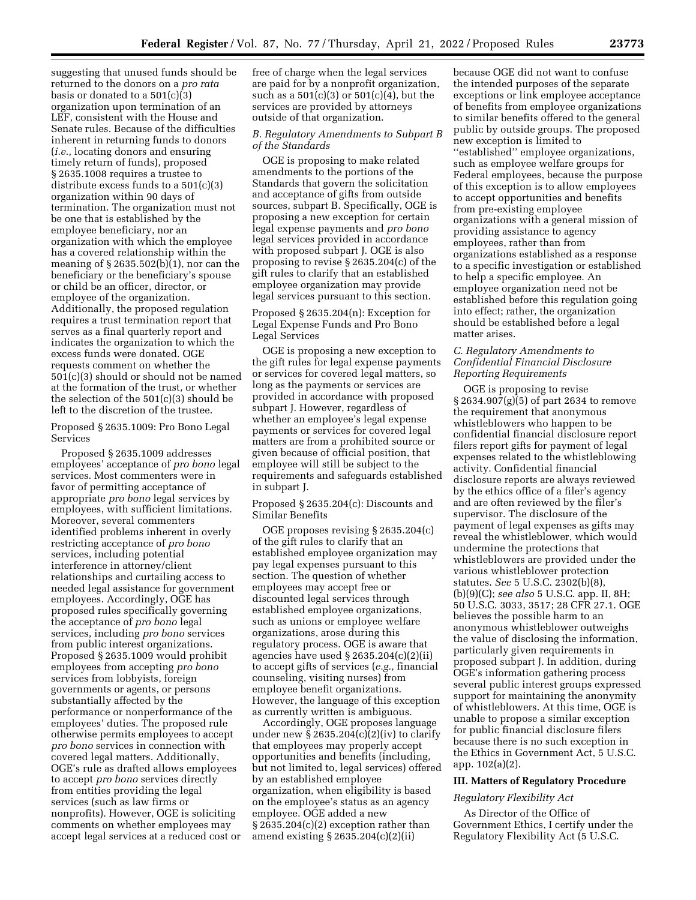suggesting that unused funds should be returned to the donors on a *pro rata* basis or donated to a 501(c)(3) organization upon termination of an LEF, consistent with the House and Senate rules. Because of the difficulties inherent in returning funds to donors (*i.e.,* locating donors and ensuring timely return of funds), proposed § 2635.1008 requires a trustee to distribute excess funds to a 501(c)(3) organization within 90 days of termination. The organization must not be one that is established by the employee beneficiary, nor an organization with which the employee has a covered relationship within the meaning of § 2635.502(b)(1), nor can the beneficiary or the beneficiary's spouse or child be an officer, director, or employee of the organization. Additionally, the proposed regulation requires a trust termination report that serves as a final quarterly report and indicates the organization to which the excess funds were donated. OGE requests comment on whether the 501(c)(3) should or should not be named at the formation of the trust, or whether the selection of the 501(c)(3) should be left to the discretion of the trustee.

Proposed § 2635.1009: Pro Bono Legal Services

Proposed § 2635.1009 addresses employees' acceptance of *pro bono* legal services. Most commenters were in favor of permitting acceptance of appropriate *pro bono* legal services by employees, with sufficient limitations. Moreover, several commenters identified problems inherent in overly restricting acceptance of *pro bono* services, including potential interference in attorney/client relationships and curtailing access to needed legal assistance for government employees. Accordingly, OGE has proposed rules specifically governing the acceptance of *pro bono* legal services, including *pro bono* services from public interest organizations. Proposed § 2635.1009 would prohibit employees from accepting *pro bono* services from lobbyists, foreign governments or agents, or persons substantially affected by the performance or nonperformance of the employees' duties. The proposed rule otherwise permits employees to accept *pro bono* services in connection with covered legal matters. Additionally, OGE's rule as drafted allows employees to accept *pro bono* services directly from entities providing the legal services (such as law firms or nonprofits). However, OGE is soliciting comments on whether employees may accept legal services at a reduced cost or free of charge when the legal services are paid for by a nonprofit organization, such as a 501(c)(3) or 501(c)(4), but the services are provided by attorneys outside of that organization.

*B. Regulatory Amendments to Subpart B of the Standards*

OGE is proposing to make related amendments to the portions of the Standards that govern the solicitation and acceptance of gifts from outside sources, subpart B. Specifically, OGE is proposing a new exception for certain legal expense payments and *pro bono* legal services provided in accordance with proposed subpart J. OGE is also proposing to revise § 2635.204(c) of the gift rules to clarify that an established employee organization may provide legal services pursuant to this section.

Proposed § 2635.204(n): Exception for Legal Expense Funds and Pro Bono Legal Services

OGE is proposing a new exception to the gift rules for legal expense payments or services for covered legal matters, so long as the payments or services are provided in accordance with proposed subpart J. However, regardless of whether an employee's legal expense payments or services for covered legal matters are from a prohibited source or given because of official position, that employee will still be subject to the requirements and safeguards established in subpart J.

Proposed § 2635.204(c): Discounts and Similar Benefits

OGE proposes revising § 2635.204(c) of the gift rules to clarify that an established employee organization may pay legal expenses pursuant to this section. The question of whether employees may accept free or discounted legal services through established employee organizations, such as unions or employee welfare organizations, arose during this regulatory process. OGE is aware that agencies have used § 2635.204(c)(2)(ii) to accept gifts of services (*e.g.,* financial counseling, visiting nurses) from employee benefit organizations. However, the language of this exception as currently written is ambiguous.

Accordingly, OGE proposes language under new § 2635.204(c)(2)(iv) to clarify that employees may properly accept opportunities and benefits (including, but not limited to, legal services) offered by an established employee organization, when eligibility is based on the employee's status as an agency employee. OGE added a new § 2635.204(c)(2) exception rather than amend existing § 2635.204(c)(2)(ii) because OGE did not want to confuse the intended purposes of the separate exceptions or link employee acceptance of benefits from employee organizations to similar benefits offered to the general public by outside groups. The proposed new exception is limited to "established" employee organizations, such as employee welfare groups for Federal employees, because the purpose of this exception is to allow employees to accept opportunities and benefits from pre-existing employee organizations with a general mission of providing assistance to agency employees, rather than from organizations established as a response to a specific investigation or established to help a specific employee. An employee organization need not be established before this regulation going into effect; rather, the organization should be established before a legal matter arises.

*C. Regulatory Amendments to Confidential Financial Disclosure Reporting Requirements*

OGE is proposing to revise § 2634.907(g)(5) of part 2634 to remove the requirement that anonymous whistleblowers who happen to be confidential financial disclosure report filers report gifts for payment of legal expenses related to the whistleblowing activity. Confidential financial disclosure reports are always reviewed by the ethics office of a filer's agency and are often reviewed by the filer's supervisor. The disclosure of the payment of legal expenses as gifts may reveal the whistleblower, which would undermine the protections that whistleblowers are provided under the various whistleblower protection statutes. *See* 5 U.S.C. 2302(b)(8), (b)(9)(C); *see also* 5 U.S.C. app. II, 8H; 50 U.S.C. 3033, 3517; 28 CFR 27.1. OGE believes the possible harm to an anonymous whistleblower outweighs the value of disclosing the information, particularly given requirements in proposed subpart J. In addition, during OGE's information gathering process several public interest groups expressed support for maintaining the anonymity of whistleblowers. At this time, OGE is unable to propose a similar exception for public financial disclosure filers because there is no such exception in the Ethics in Government Act, 5 U.S.C. app. 102(a)(2).

## III. Matters of Regulatory Procedure

*Regulatory Flexibility Act*

As Director of the Office of Government Ethics, I certify under the Regulatory Flexibility Act (5 U.S.C.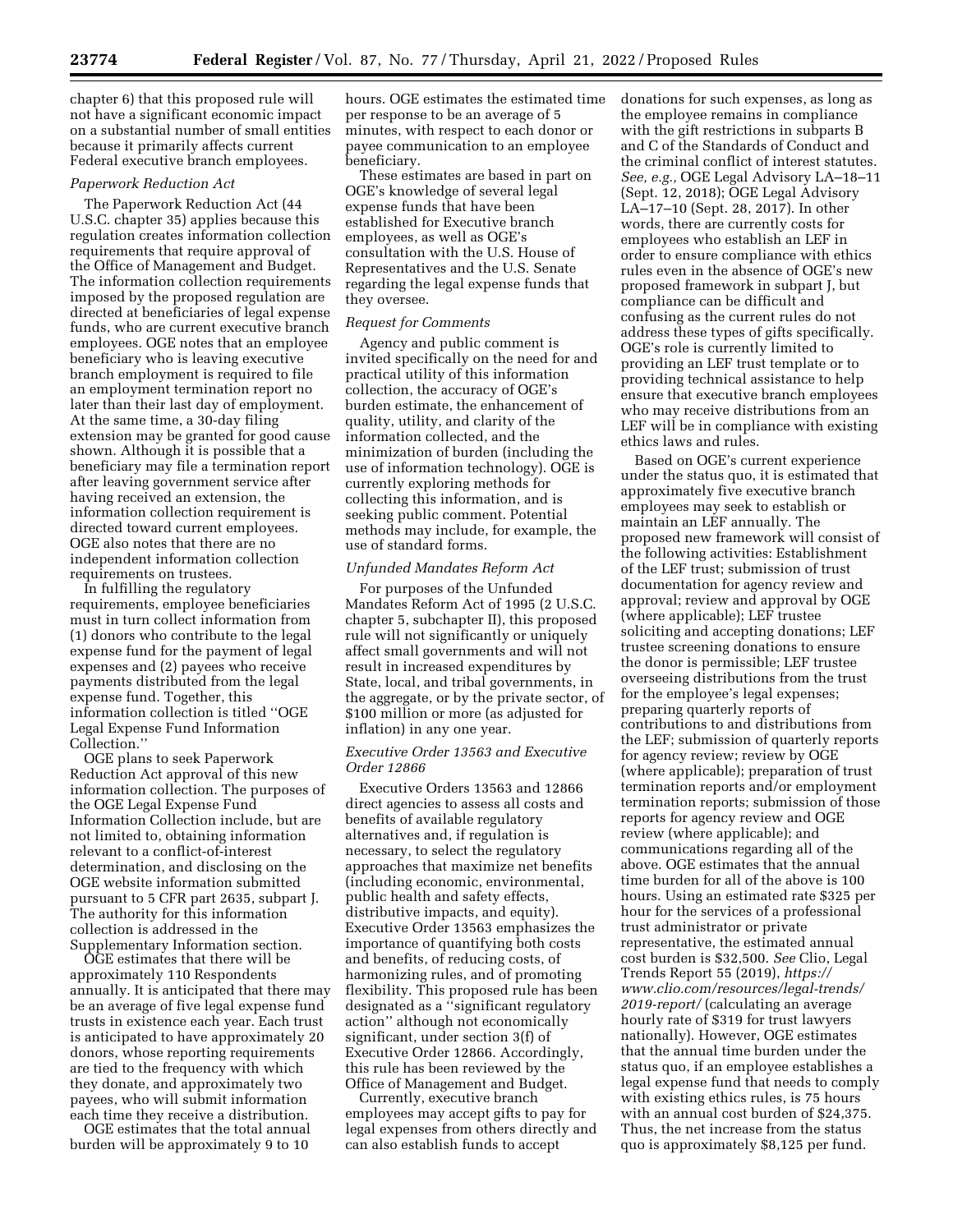chapter 6) that this proposed rule will not have a significant economic impact on a substantial number of small entities because it primarily affects current Federal executive branch employees.

### *Paperwork Reduction Act*

The Paperwork Reduction Act (44 U.S.C. chapter 35) applies because this regulation creates information collection requirements that require approval of the Office of Management and Budget. The information collection requirements imposed by the proposed regulation are directed at beneficiaries of legal expense funds, who are current executive branch employees. OGE notes that an employee beneficiary who is leaving executive branch employment is required to file an employment termination report no later than their last day of employment. At the same time, a 30-day filing extension may be granted for good cause shown. Although it is possible that a beneficiary may file a termination report after leaving government service after having received an extension, the information collection requirement is directed toward current employees. OGE also notes that there are no independent information collection requirements on trustees.

In fulfilling the regulatory requirements, employee beneficiaries must in turn collect information from (1) donors who contribute to the legal expense fund for the payment of legal expenses and (2) payees who receive payments distributed from the legal expense fund. Together, this information collection is titled ''OGE Legal Expense Fund Information Collection.''

OGE plans to seek Paperwork Reduction Act approval of this new information collection. The purposes of the OGE Legal Expense Fund Information Collection include, but are not limited to, obtaining information relevant to a conflict-of-interest determination, and disclosing on the OGE website information submitted pursuant to 5 CFR part 2635, subpart J. The authority for this information collection is addressed in the Supplementary Information section.

OGE estimates that there will be approximately 110 Respondents annually. It is anticipated that there may be an average of five legal expense fund trusts in existence each year. Each trust is anticipated to have approximately 20 donors, whose reporting requirements are tied to the frequency with which they donate, and approximately two payees, who will submit information each time they receive a distribution.

OGE estimates that the total annual burden will be approximately 9 to 10 hours. OGE estimates the estimated time per response to be an average of 5 minutes, with respect to each donor or payee communication to an employee beneficiary.

These estimates are based in part on OGE's knowledge of several legal expense funds that have been established for Executive branch employees, as well as OGE's consultation with the U.S. House of Representatives and the U.S. Senate regarding the legal expense funds that they oversee.

### *Request for Comments*

Agency and public comment is invited specifically on the need for and practical utility of this information collection, the accuracy of OGE's burden estimate, the enhancement of quality, utility, and clarity of the information collected, and the minimization of burden (including the use of information technology). OGE is currently exploring methods for collecting this information, and is seeking public comment. Potential methods may include, for example, the use of standard forms.

### *Unfunded Mandates Reform Act*

For purposes of the Unfunded Mandates Reform Act of 1995 (2 U.S.C. chapter 5, subchapter II), this proposed rule will not significantly or uniquely affect small governments and will not result in increased expenditures by State, local, and tribal governments, in the aggregate, or by the private sector, of $100 million or more (as adjusted for inflation) in any one year.

### *Executive Order 13563 and Executive Order 12866*

Executive Orders 13563 and 12866 direct agencies to assess all costs and benefits of available regulatory alternatives and, if regulation is necessary, to select the regulatory approaches that maximize net benefits (including economic, environmental, public health and safety effects, distributive impacts, and equity). Executive Order 13563 emphasizes the importance of quantifying both costs and benefits, of reducing costs, of harmonizing rules, and of promoting flexibility. This proposed rule has been designated as a ''significant regulatory action'' although not economically significant, under section 3(f) of Executive Order 12866. Accordingly, this rule has been reviewed by the Office of Management and Budget.

Currently, executive branch employees may accept gifts to pay for legal expenses from others directly and can also establish funds to accept donations for such expenses, as long as the employee remains in compliance with the gift restrictions in subparts B and C of the Standards of Conduct and the criminal conflict of interest statutes. *See, e.g.,* OGE Legal Advisory LA–18–11 (Sept. 12, 2018); OGE Legal Advisory LA–17–10 (Sept. 28, 2017). In other words, there are currently costs for employees who establish an LEF in order to ensure compliance with ethics rules even in the absence of OGE's new proposed framework in subpart J, but compliance can be difficult and confusing as the current rules do not address these types of gifts specifically. OGE's role is currently limited to providing an LEF trust template or to providing technical assistance to help ensure that executive branch employees who may receive distributions from an LEF will be in compliance with existing ethics laws and rules.

Based on OGE's current experience under the status quo, it is estimated that approximately five executive branch employees may seek to establish or maintain an LEF annually. The proposed new framework will consist of the following activities: Establishment of the LEF trust; submission of trust documentation for agency review and approval; review and approval by OGE (where applicable); LEF trustee soliciting and accepting donations; LEF trustee screening donations to ensure the donor is permissible; LEF trustee overseeing distributions from the trust for the employee's legal expenses; preparing quarterly reports of contributions to and distributions from the LEF; submission of quarterly reports for agency review; review by OGE (where applicable); preparation of trust termination reports and/or employment termination reports; submission of those reports for agency review and OGE review (where applicable); and communications regarding all of the above. OGE estimates that the annual time burden for all of the above is 100 hours. Using an estimated rate $325 per hour for the services of a professional trust administrator or private representative, the estimated annual cost burden is $32,500. *See* Clio, Legal Trends Report 55 (2019), *https://www.clio.com/resources/legal-trends/2019-report/* (calculating an average hourly rate of $319 for trust lawyers nationally). However, OGE estimates that the annual time burden under the status quo, if an employee establishes a legal expense fund that needs to comply with existing ethics rules, is 75 hours with an annual cost burden of $24,375. Thus, the net increase from the status quo is approximately $8,125 per fund.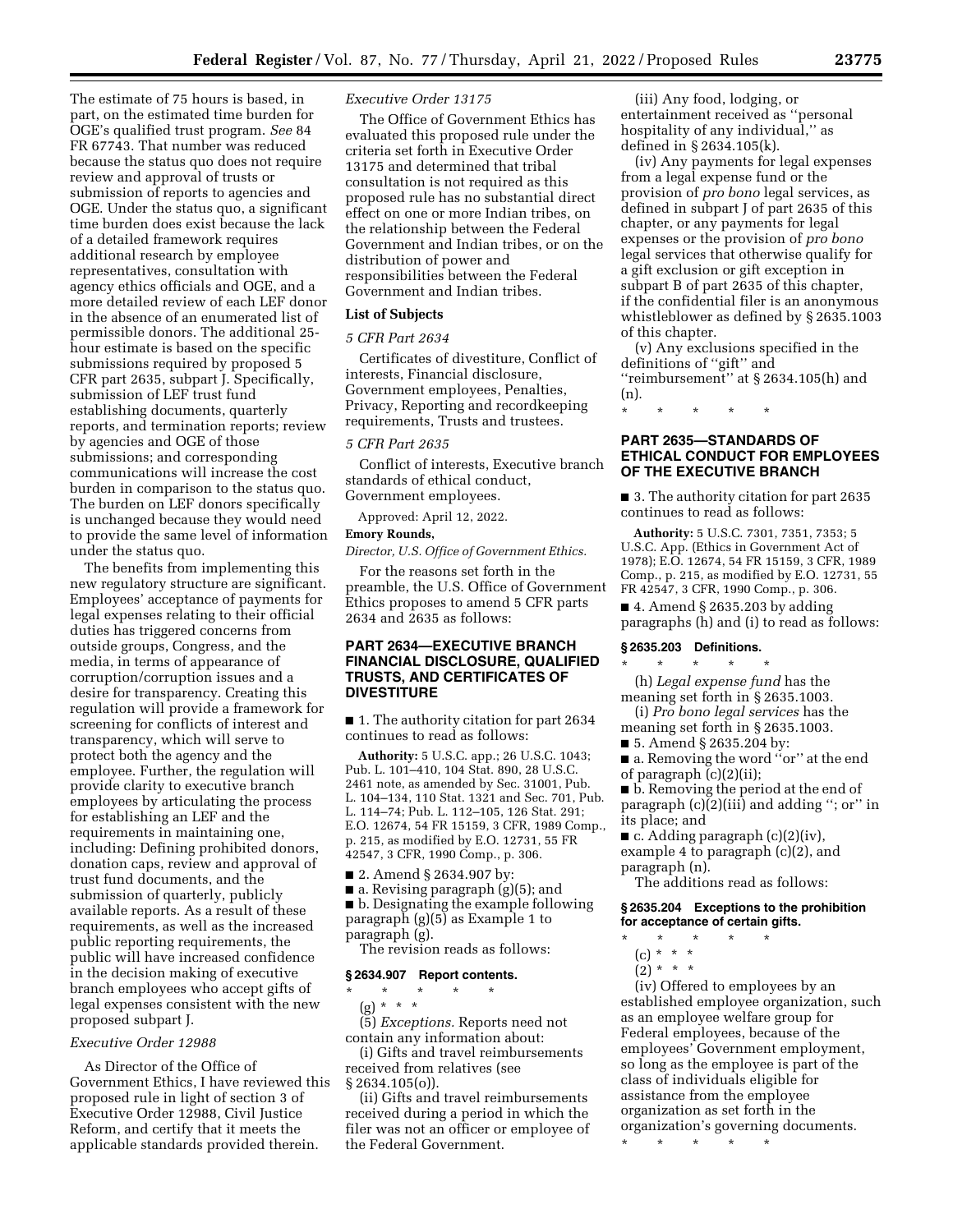The estimate of 75 hours is based, in part, on the estimated time burden for OGE's qualified trust program. *See* 84 FR 67743. That number was reduced because the status quo does not require review and approval of trusts or submission of reports to agencies and OGE. Under the status quo, a significant time burden does exist because the lack of a detailed framework requires additional research by employee representatives, consultation with agency ethics officials and OGE, and a more detailed review of each LEF donor in the absence of an enumerated list of permissible donors. The additional 25-hour estimate is based on the specific submissions required by proposed 5 CFR part 2635, subpart J. Specifically, submission of LEF trust fund establishing documents, quarterly reports, and termination reports; review by agencies and OGE of those submissions; and corresponding communications will increase the cost burden in comparison to the status quo. The burden on LEF donors specifically is unchanged because they would need to provide the same level of information under the status quo.

The benefits from implementing this new regulatory structure are significant. Employees' acceptance of payments for legal expenses relating to their official duties has triggered concerns from outside groups, Congress, and the media, in terms of appearance of corruption/corruption issues and a desire for transparency. Creating this regulation will provide a framework for screening for conflicts of interest and transparency, which will serve to protect both the agency and the employee. Further, the regulation will provide clarity to executive branch employees by articulating the process for establishing an LEF and the requirements in maintaining one, including: Defining prohibited donors, donation caps, review and approval of trust fund documents, and the submission of quarterly, publicly available reports. As a result of these requirements, as well as the increased public reporting requirements, the public will have increased confidence in the decision making of executive branch employees who accept gifts of legal expenses consistent with the new proposed subpart J.

*Executive Order 12988*

As Director of the Office of Government Ethics, I have reviewed this proposed rule in light of section 3 of Executive Order 12988, Civil Justice Reform, and certify that it meets the applicable standards provided therein.

*Executive Order 13175*

The Office of Government Ethics has evaluated this proposed rule under the criteria set forth in Executive Order 13175 and determined that tribal consultation is not required as this proposed rule has no substantial direct effect on one or more Indian tribes, on the relationship between the Federal Government and Indian tribes, or on the distribution of power and responsibilities between the Federal Government and Indian tribes.

**List of Subjects**

*5 CFR Part 2634*

Certificates of divestiture, Conflict of interests, Financial disclosure, Government employees, Penalties, Privacy, Reporting and recordkeeping requirements, Trusts and trustees.

*5 CFR Part 2635*

Conflict of interests, Executive branch standards of ethical conduct, Government employees.

Approved: April 12, 2022.

**Emory Rounds,**

*Director, U.S. Office of Government Ethics.*

For the reasons set forth in the preamble, the U.S. Office of Government Ethics proposes to amend 5 CFR parts 2634 and 2635 as follows:

## PART 2634—EXECUTIVE BRANCH FINANCIAL DISCLOSURE, QUALIFIED TRUSTS, AND CERTIFICATES OF DIVESTITURE

■ 1. The authority citation for part 2634 continues to read as follows:

**Authority:** 5 U.S.C. app.; 26 U.S.C. 1043; Pub. L. 101–410, 104 Stat. 890, 28 U.S.C. 2461 note, as amended by Sec. 31001, Pub. L. 104–134, 110 Stat. 1321 and Sec. 701, Pub. L. 114–74; Pub. L. 112–105, 126 Stat. 291; E.O. 12674, 54 FR 15159, 3 CFR, 1989 Comp., p. 215, as modified by E.O. 12731, 55 FR 42547, 3 CFR, 1990 Comp., p. 306.

■ 2. Amend § 2634.907 by:

■ a. Revising paragraph (g)(5); and

■ b. Designating the example following paragraph (g)(5) as Example 1 to paragraph (g).

The revision reads as follows:

### § 2634.907 Report contents.

\* \* \* \* \*

(g) \* \* \*

(5) *Exceptions.* Reports need not contain any information about:

(i) Gifts and travel reimbursements received from relatives (see § 2634.105(o)).

(ii) Gifts and travel reimbursements received during a period in which the filer was not an officer or employee of the Federal Government.

(iii) Any food, lodging, or entertainment received as ''personal hospitality of any individual,'' as defined in § 2634.105(k).

(iv) Any payments for legal expenses from a legal expense fund or the provision of *pro bono* legal services, as defined in subpart J of part 2635 of this chapter, or any payments for legal expenses or the provision of *pro bono* legal services that otherwise qualify for a gift exclusion or gift exception in subpart B of part 2635 of this chapter, if the confidential filer is an anonymous whistleblower as defined by § 2635.1003 of this chapter.

(v) Any exclusions specified in the definitions of ''gift'' and ''reimbursement'' at § 2634.105(h) and (n).

\* \* \* \* \*

## PART 2635—STANDARDS OF ETHICAL CONDUCT FOR EMPLOYEES OF THE EXECUTIVE BRANCH

■ 3. The authority citation for part 2635 continues to read as follows:

**Authority:** 5 U.S.C. 7301, 7351, 7353; 5 U.S.C. App. (Ethics in Government Act of 1978); E.O. 12674, 54 FR 15159, 3 CFR, 1989 Comp., p. 215, as modified by E.O. 12731, 55 FR 42547, 3 CFR, 1990 Comp., p. 306.

■ 4. Amend § 2635.203 by adding paragraphs (h) and (i) to read as follows:

### § 2635.203 Definitions.

\* \* \* \* \*

(h) *Legal expense fund* has the meaning set forth in § 2635.1003.

(i) *Pro bono legal services* has the meaning set forth in § 2635.1003.

■ 5. Amend § 2635.204 by:

■ a. Removing the word ''or'' at the end of paragraph (c)(2)(ii);

■ b. Removing the period at the end of paragraph (c)(2)(iii) and adding ''; or'' in its place; and

■ c. Adding paragraph (c)(2)(iv), example 4 to paragraph (c)(2), and paragraph (n).

The additions read as follows:

### § 2635.204 Exceptions to the prohibition for acceptance of certain gifts.

\* \* \* \* \*

(c) \* \* \*

(2) \* \* \*

(iv) Offered to employees by an established employee organization, such as an employee welfare group for Federal employees, because of the employees' Government employment, so long as the employee is part of the class of individuals eligible for assistance from the employee organization as set forth in the organization's governing documents.

\* \* \* \* \*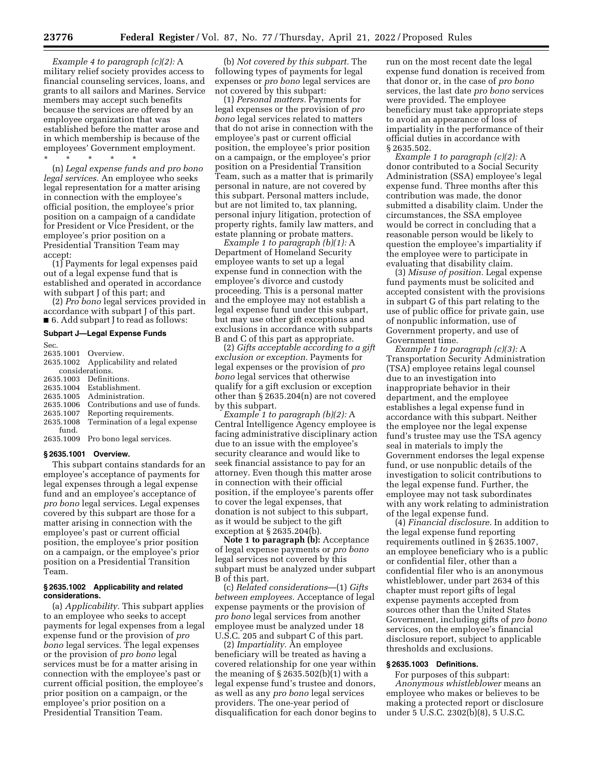*Example 4 to paragraph (c)(2):* A military relief society provides access to financial counseling services, loans, and grants to all sailors and Marines. Service members may accept such benefits because the services are offered by an employee organization that was established before the matter arose and in which membership is because of the employees' Government employment.

\* \* \* \* \*

(n) *Legal expense funds and pro bono legal services.* An employee who seeks legal representation for a matter arising in connection with the employee's official position, the employee's prior position on a campaign of a candidate for President or Vice President, or the employee's prior position on a Presidential Transition Team may accept:

(1) Payments for legal expenses paid out of a legal expense fund that is established and operated in accordance with subpart J of this part; and

(2) *Pro bono* legal services provided in accordance with subpart J of this part.

■ 6. Add subpart J to read as follows:

## Subpart J—Legal Expense Funds

Sec.
2635.1001 Overview.
2635.1002 Applicability and related considerations.
2635.1003 Definitions.
2635.1004 Establishment.
2635.1005 Administration.
2635.1006 Contributions and use of funds.
2635.1007 Reporting requirements.
2635.1008 Termination of a legal expense fund.
2635.1009 Pro bono legal services.

### § 2635.1001 Overview.

This subpart contains standards for an employee's acceptance of payments for legal expenses through a legal expense fund and an employee's acceptance of *pro bono* legal services. Legal expenses covered by this subpart are those for a matter arising in connection with the employee's past or current official position, the employee's prior position on a campaign, or the employee's prior position on a Presidential Transition Team.

### § 2635.1002 Applicability and related considerations.

(a) *Applicability.* This subpart applies to an employee who seeks to accept payments for legal expenses from a legal expense fund or the provision of *pro bono* legal services. The legal expenses or the provision of *pro bono* legal services must be for a matter arising in connection with the employee's past or current official position, the employee's prior position on a campaign, or the employee's prior position on a Presidential Transition Team.

(b) *Not covered by this subpart.* The following types of payments for legal expenses or *pro bono* legal services are not covered by this subpart:

(1) *Personal matters.* Payments for legal expenses or the provision of *pro bono* legal services related to matters that do not arise in connection with the employee's past or current official position, the employee's prior position on a campaign, or the employee's prior position on a Presidential Transition Team, such as a matter that is primarily personal in nature, are not covered by this subpart. Personal matters include, but are not limited to, tax planning, personal injury litigation, protection of property rights, family law matters, and estate planning or probate matters.

*Example 1 to paragraph (b)(1):* A Department of Homeland Security employee wants to set up a legal expense fund in connection with the employee's divorce and custody proceeding. This is a personal matter and the employee may not establish a legal expense fund under this subpart, but may use other gift exceptions and exclusions in accordance with subparts B and C of this part as appropriate.

(2) *Gifts acceptable according to a gift exclusion or exception.* Payments for legal expenses or the provision of *pro bono* legal services that otherwise qualify for a gift exclusion or exception other than § 2635.204(n) are not covered by this subpart.

*Example 1 to paragraph (b)(2):* A Central Intelligence Agency employee is facing administrative disciplinary action due to an issue with the employee's security clearance and would like to seek financial assistance to pay for an attorney. Even though this matter arose in connection with their official position, if the employee's parents offer to cover the legal expenses, that donation is not subject to this subpart, as it would be subject to the gift exception at § 2635.204(b).

**Note 1 to paragraph (b):** Acceptance of legal expense payments or *pro bono* legal services not covered by this subpart must be analyzed under subpart B of this part.

(c) *Related considerations*—(1) *Gifts between employees.* Acceptance of legal expense payments or the provision of *pro bono* legal services from another employee must be analyzed under 18 U.S.C. 205 and subpart C of this part.

(2) *Impartiality.* An employee beneficiary will be treated as having a covered relationship for one year within the meaning of § 2635.502(b)(1) with a legal expense fund's trustee and donors, as well as any *pro bono* legal services providers. The one-year period of disqualification for each donor begins to run on the most recent date the legal expense fund donation is received from that donor or, in the case of *pro bono* services, the last date *pro bono* services were provided. The employee beneficiary must take appropriate steps to avoid an appearance of loss of impartiality in the performance of their official duties in accordance with § 2635.502.

*Example 1 to paragraph (c)(2):* A donor contributed to a Social Security Administration (SSA) employee's legal expense fund. Three months after this contribution was made, the donor submitted a disability claim. Under the circumstances, the SSA employee would be correct in concluding that a reasonable person would be likely to question the employee's impartiality if the employee were to participate in evaluating that disability claim.

(3) *Misuse of position.* Legal expense fund payments must be solicited and accepted consistent with the provisions in subpart G of this part relating to the use of public office for private gain, use of nonpublic information, use of Government property, and use of Government time.

*Example 1 to paragraph (c)(3):* A Transportation Security Administration (TSA) employee retains legal counsel due to an investigation into inappropriate behavior in their department, and the employee establishes a legal expense fund in accordance with this subpart. Neither the employee nor the legal expense fund's trustee may use the TSA agency seal in materials to imply the Government endorses the legal expense fund, or use nonpublic details of the investigation to solicit contributions to the legal expense fund. Further, the employee may not task subordinates with any work relating to administration of the legal expense fund.

(4) *Financial disclosure.* In addition to the legal expense fund reporting requirements outlined in § 2635.1007, an employee beneficiary who is a public or confidential filer, other than a confidential filer who is an anonymous whistleblower, under part 2634 of this chapter must report gifts of legal expense payments accepted from sources other than the United States Government, including gifts of *pro bono* services, on the employee's financial disclosure report, subject to applicable thresholds and exclusions.

### § 2635.1003 Definitions.

For purposes of this subpart:

*Anonymous whistleblower* means an employee who makes or believes to be making a protected report or disclosure under 5 U.S.C. 2302(b)(8), 5 U.S.C.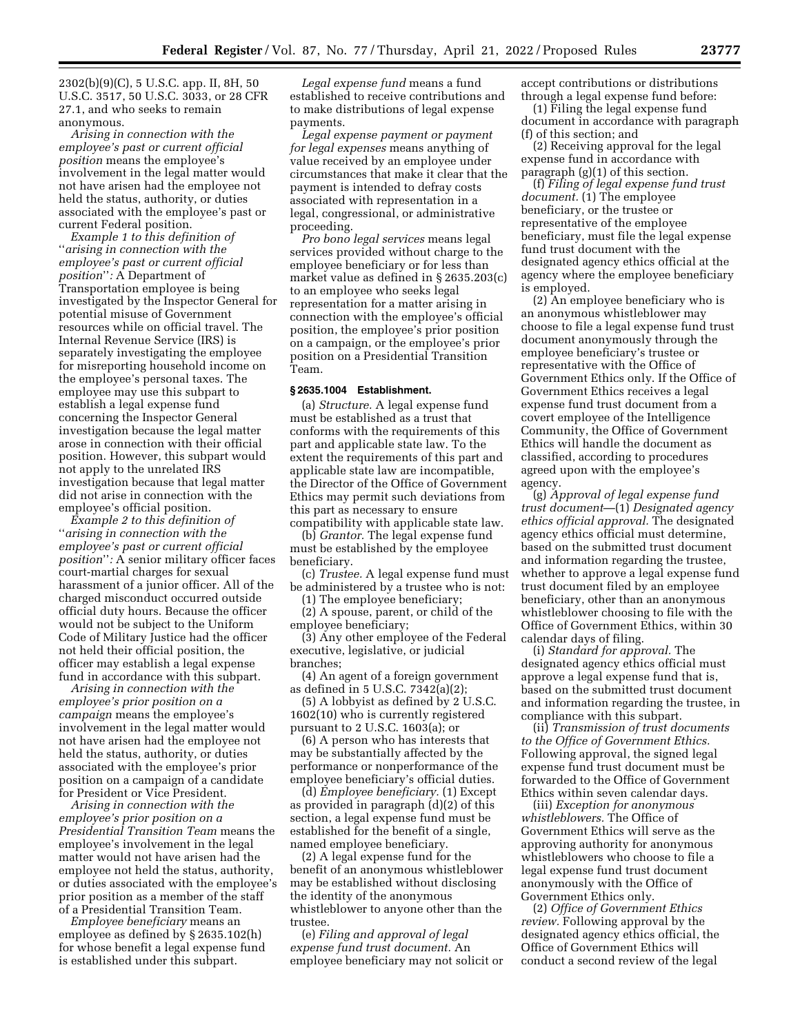2302(b)(9)(C), 5 U.S.C. app. II, 8H, 50 U.S.C. 3517, 50 U.S.C. 3033, or 28 CFR 27.1, and who seeks to remain anonymous.

*Arising in connection with the employee's past or current official position* means the employee's involvement in the legal matter would not have arisen had the employee not held the status, authority, or duties associated with the employee's past or current Federal position.

*Example 1 to this definition of ''arising in connection with the employee's past or current official position'':* A Department of Transportation employee is being investigated by the Inspector General for potential misuse of Government resources while on official travel. The Internal Revenue Service (IRS) is separately investigating the employee for misreporting household income on the employee's personal taxes. The employee may use this subpart to establish a legal expense fund concerning the Inspector General investigation because the legal matter arose in connection with their official position. However, this subpart would not apply to the unrelated IRS investigation because that legal matter did not arise in connection with the employee's official position.

*Example 2 to this definition of ''arising in connection with the employee's past or current official position'':* A senior military officer faces court-martial charges for sexual harassment of a junior officer. All of the charged misconduct occurred outside official duty hours. Because the officer would not be subject to the Uniform Code of Military Justice had the officer not held their official position, the officer may establish a legal expense fund in accordance with this subpart.

*Arising in connection with the employee's prior position on a campaign* means the employee's involvement in the legal matter would not have arisen had the employee not held the status, authority, or duties associated with the employee's prior position on a campaign of a candidate for President or Vice President.

*Arising in connection with the employee's prior position on a Presidential Transition Team* means the employee's involvement in the legal matter would not have arisen had the employee not held the status, authority, or duties associated with the employee's prior position as a member of the staff of a Presidential Transition Team.

*Employee beneficiary* means an employee as defined by § 2635.102(h) for whose benefit a legal expense fund is established under this subpart.

*Legal expense fund* means a fund established to receive contributions and to make distributions of legal expense payments.

*Legal expense payment or payment for legal expenses* means anything of value received by an employee under circumstances that make it clear that the payment is intended to defray costs associated with representation in a legal, congressional, or administrative proceeding.

*Pro bono legal services* means legal services provided without charge to the employee beneficiary or for less than market value as defined in § 2635.203(c) to an employee who seeks legal representation for a matter arising in connection with the employee's official position, the employee's prior position on a campaign, or the employee's prior position on a Presidential Transition Team.

### § 2635.1004 Establishment.

(a) *Structure.* A legal expense fund must be established as a trust that conforms with the requirements of this part and applicable state law. To the extent the requirements of this part and applicable state law are incompatible, the Director of the Office of Government Ethics may permit such deviations from this part as necessary to ensure compatibility with applicable state law.

(b) *Grantor.* The legal expense fund must be established by the employee beneficiary.

(c) *Trustee.* A legal expense fund must be administered by a trustee who is not:

(1) The employee beneficiary;

(2) A spouse, parent, or child of the employee beneficiary;

(3) Any other employee of the Federal executive, legislative, or judicial branches;

(4) An agent of a foreign government as defined in 5 U.S.C. 7342(a)(2);

(5) A lobbyist as defined by 2 U.S.C. 1602(10) who is currently registered pursuant to 2 U.S.C. 1603(a); or

(6) A person who has interests that may be substantially affected by the performance or nonperformance of the employee beneficiary's official duties.

(d) *Employee beneficiary.* (1) Except as provided in paragraph (d)(2) of this section, a legal expense fund must be established for the benefit of a single, named employee beneficiary.

(2) A legal expense fund for the benefit of an anonymous whistleblower may be established without disclosing the identity of the anonymous whistleblower to anyone other than the trustee.

(e) *Filing and approval of legal expense fund trust document.* An employee beneficiary may not solicit or accept contributions or distributions through a legal expense fund before:

(1) Filing the legal expense fund document in accordance with paragraph (f) of this section; and

(2) Receiving approval for the legal expense fund in accordance with paragraph (g)(1) of this section.

(f) *Filing of legal expense fund trust document.* (1) The employee beneficiary, or the trustee or representative of the employee beneficiary, must file the legal expense fund trust document with the designated agency ethics official at the agency where the employee beneficiary is employed.

(2) An employee beneficiary who is an anonymous whistleblower may choose to file a legal expense fund trust document anonymously through the employee beneficiary's trustee or representative with the Office of Government Ethics only. If the Office of Government Ethics receives a legal expense fund trust document from a covert employee of the Intelligence Community, the Office of Government Ethics will handle the document as classified, according to procedures agreed upon with the employee's agency.

(g) *Approval of legal expense fund trust document*—(1) *Designated agency ethics official approval.* The designated agency ethics official must determine, based on the submitted trust document and information regarding the trustee, whether to approve a legal expense fund trust document filed by an employee beneficiary, other than an anonymous whistleblower choosing to file with the Office of Government Ethics, within 30 calendar days of filing.

(i) *Standard for approval.* The designated agency ethics official must approve a legal expense fund that is, based on the submitted trust document and information regarding the trustee, in compliance with this subpart.

(ii) *Transmission of trust documents to the Office of Government Ethics.* Following approval, the signed legal expense fund trust document must be forwarded to the Office of Government Ethics within seven calendar days.

(iii) *Exception for anonymous whistleblowers.* The Office of Government Ethics will serve as the approving authority for anonymous whistleblowers who choose to file a legal expense fund trust document anonymously with the Office of Government Ethics only.

(2) *Office of Government Ethics review.* Following approval by the designated agency ethics official, the Office of Government Ethics will conduct a second review of the legal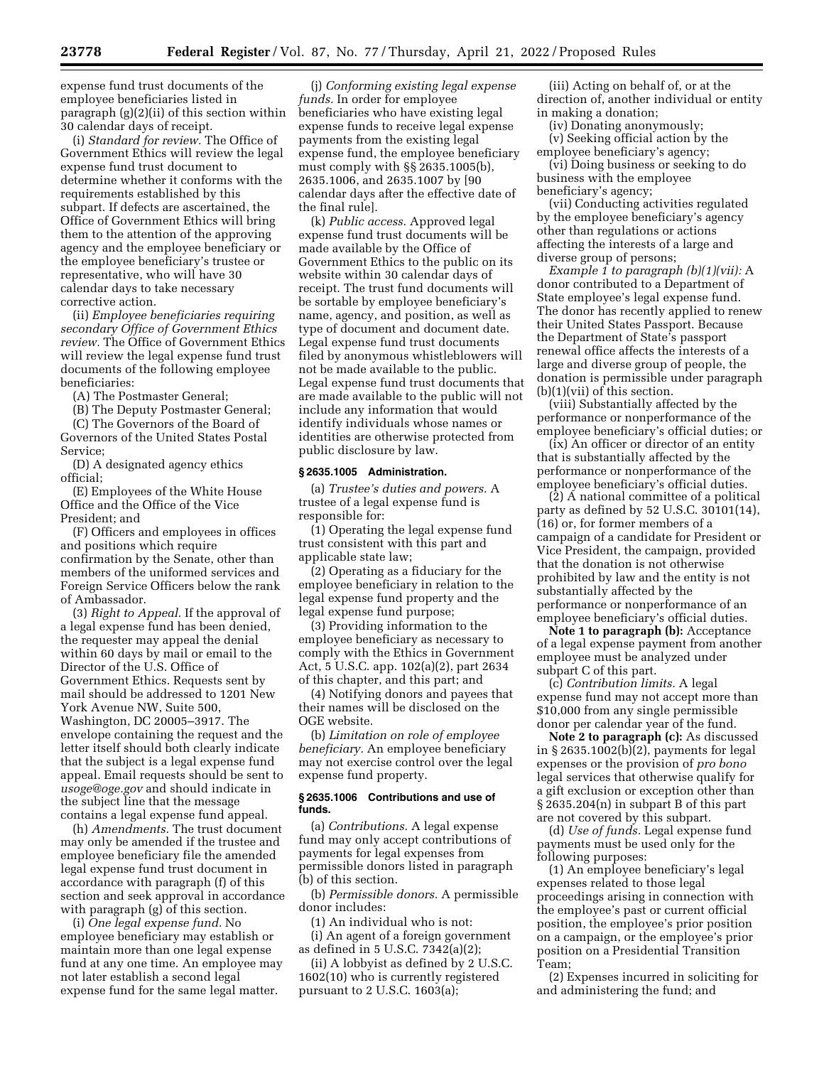expense fund trust documents of the employee beneficiaries listed in paragraph (g)(2)(ii) of this section within 30 calendar days of receipt.

(i) *Standard for review.* The Office of Government Ethics will review the legal expense fund trust document to determine whether it conforms with the requirements established by this subpart. If defects are ascertained, the Office of Government Ethics will bring them to the attention of the approving agency and the employee beneficiary or the employee beneficiary's trustee or representative, who will have 30 calendar days to take necessary corrective action.

(ii) *Employee beneficiaries requiring secondary Office of Government Ethics review.* The Office of Government Ethics will review the legal expense fund trust documents of the following employee beneficiaries:

(A) The Postmaster General;

(B) The Deputy Postmaster General;

(C) The Governors of the Board of Governors of the United States Postal Service;

(D) A designated agency ethics official;

(E) Employees of the White House Office and the Office of the Vice President; and

(F) Officers and employees in offices and positions which require confirmation by the Senate, other than members of the uniformed services and Foreign Service Officers below the rank of Ambassador.

(3) *Right to Appeal.* If the approval of a legal expense fund has been denied, the requester may appeal the denial within 60 days by mail or email to the Director of the U.S. Office of Government Ethics. Requests sent by mail should be addressed to 1201 New York Avenue NW, Suite 500, Washington, DC 20005–3917. The envelope containing the request and the letter itself should both clearly indicate that the subject is a legal expense fund appeal. Email requests should be sent to *usoge@oge.gov* and should indicate in the subject line that the message contains a legal expense fund appeal.

(h) *Amendments.* The trust document may only be amended if the trustee and employee beneficiary file the amended legal expense fund trust document in accordance with paragraph (f) of this section and seek approval in accordance with paragraph (g) of this section.

(i) *One legal expense fund.* No employee beneficiary may establish or maintain more than one legal expense fund at any one time. An employee may not later establish a second legal expense fund for the same legal matter.

(j) *Conforming existing legal expense funds.* In order for employee beneficiaries who have existing legal expense funds to receive legal expense payments from the existing legal expense fund, the employee beneficiary must comply with §§ 2635.1005(b), 2635.1006, and 2635.1007 by [90 calendar days after the effective date of the final rule].

(k) *Public access.* Approved legal expense fund trust documents will be made available by the Office of Government Ethics to the public on its website within 30 calendar days of receipt. The trust fund documents will be sortable by employee beneficiary's name, agency, and position, as well as type of document and document date. Legal expense fund trust documents filed by anonymous whistleblowers will not be made available to the public. Legal expense fund trust documents that are made available to the public will not include any information that would identify individuals whose names or identities are otherwise protected from public disclosure by law.

### § 2635.1005 Administration.

(a) *Trustee's duties and powers.* A trustee of a legal expense fund is responsible for:

(1) Operating the legal expense fund trust consistent with this part and applicable state law;

(2) Operating as a fiduciary for the employee beneficiary in relation to the legal expense fund property and the legal expense fund purpose;

(3) Providing information to the employee beneficiary as necessary to comply with the Ethics in Government Act, 5 U.S.C. app. 102(a)(2), part 2634 of this chapter, and this part; and

(4) Notifying donors and payees that their names will be disclosed on the OGE website.

(b) *Limitation on role of employee beneficiary.* An employee beneficiary may not exercise control over the legal expense fund property.

### § 2635.1006 Contributions and use of funds.

(a) *Contributions.* A legal expense fund may only accept contributions of payments for legal expenses from permissible donors listed in paragraph (b) of this section.

(b) *Permissible donors.* A permissible donor includes:

(1) An individual who is not:

(i) An agent of a foreign government as defined in 5 U.S.C. 7342(a)(2);

(ii) A lobbyist as defined by 2 U.S.C. 1602(10) who is currently registered pursuant to 2 U.S.C. 1603(a);

(iii) Acting on behalf of, or at the direction of, another individual or entity in making a donation;

(iv) Donating anonymously;

(v) Seeking official action by the employee beneficiary's agency;

(vi) Doing business or seeking to do business with the employee beneficiary's agency;

(vii) Conducting activities regulated by the employee beneficiary's agency other than regulations or actions affecting the interests of a large and diverse group of persons;

*Example 1 to paragraph (b)(1)(vii):* A donor contributed to a Department of State employee's legal expense fund. The donor has recently applied to renew their United States Passport. Because the Department of State's passport renewal office affects the interests of a large and diverse group of people, the donation is permissible under paragraph (b)(1)(vii) of this section.

(viii) Substantially affected by the performance or nonperformance of the employee beneficiary's official duties; or

(ix) An officer or director of an entity that is substantially affected by the performance or nonperformance of the employee beneficiary's official duties.

(2) A national committee of a political party as defined by 52 U.S.C. 30101(14), (16) or, for former members of a campaign of a candidate for President or Vice President, the campaign, provided that the donation is not otherwise prohibited by law and the entity is not substantially affected by the performance or nonperformance of an employee beneficiary's official duties.

**Note 1 to paragraph (b):** Acceptance of a legal expense payment from another employee must be analyzed under subpart C of this part.

(c) *Contribution limits.* A legal expense fund may not accept more than $10,000 from any single permissible donor per calendar year of the fund.

**Note 2 to paragraph (c):** As discussed in § 2635.1002(b)(2), payments for legal expenses or the provision of *pro bono* legal services that otherwise qualify for a gift exclusion or exception other than § 2635.204(n) in subpart B of this part are not covered by this subpart.

(d) *Use of funds.* Legal expense fund payments must be used only for the following purposes:

(1) An employee beneficiary's legal expenses related to those legal proceedings arising in connection with the employee's past or current official position, the employee's prior position on a campaign, or the employee's prior position on a Presidential Transition Team;

(2) Expenses incurred in soliciting for and administering the fund; and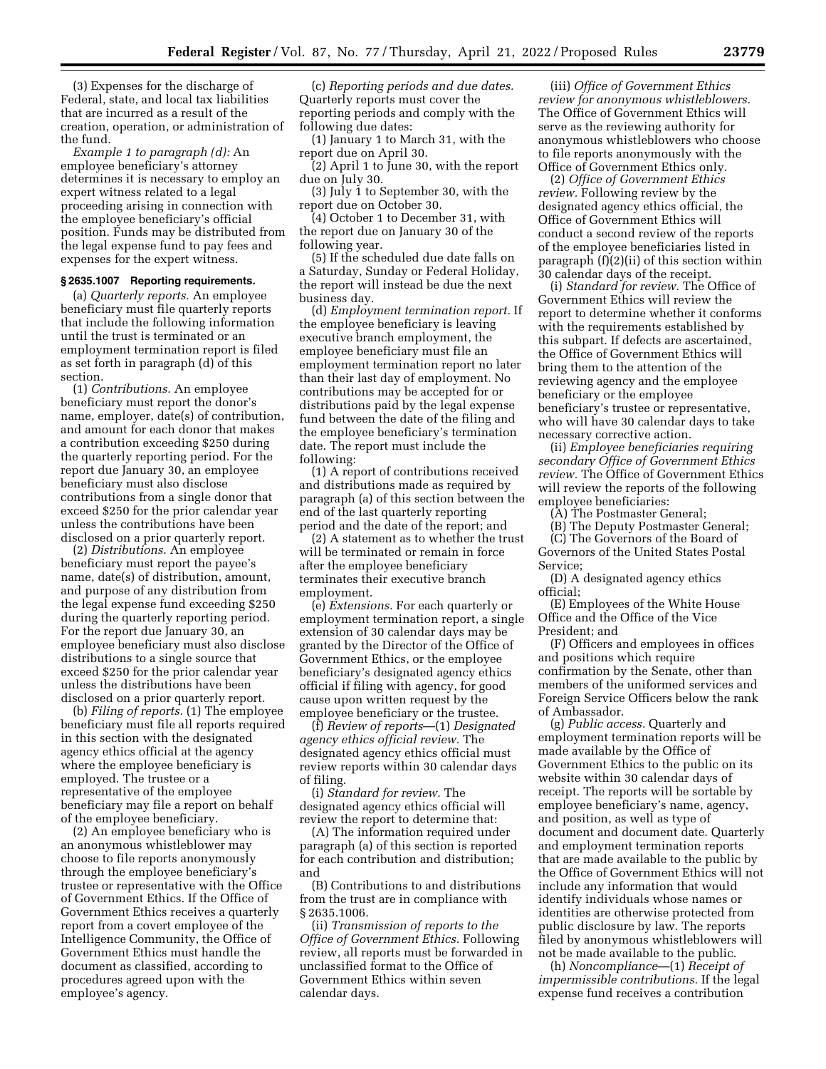(3) Expenses for the discharge of Federal, state, and local tax liabilities that are incurred as a result of the creation, operation, or administration of the fund.

*Example 1 to paragraph (d):* An employee beneficiary's attorney determines it is necessary to employ an expert witness related to a legal proceeding arising in connection with the employee beneficiary's official position. Funds may be distributed from the legal expense fund to pay fees and expenses for the expert witness.

### § 2635.1007 Reporting requirements.

(a) *Quarterly reports.* An employee beneficiary must file quarterly reports that include the following information until the trust is terminated or an employment termination report is filed as set forth in paragraph (d) of this section.

(1) *Contributions.* An employee beneficiary must report the donor's name, employer, date(s) of contribution, and amount for each donor that makes a contribution exceeding $250 during the quarterly reporting period. For the report due January 30, an employee beneficiary must also disclose contributions from a single donor that exceed $250 for the prior calendar year unless the contributions have been disclosed on a prior quarterly report.

(2) *Distributions.* An employee beneficiary must report the payee's name, date(s) of distribution, amount, and purpose of any distribution from the legal expense fund exceeding $250 during the quarterly reporting period. For the report due January 30, an employee beneficiary must also disclose distributions to a single source that exceed $250 for the prior calendar year unless the distributions have been disclosed on a prior quarterly report.

(b) *Filing of reports.* (1) The employee beneficiary must file all reports required in this section with the designated agency ethics official at the agency where the employee beneficiary is employed. The trustee or a representative of the employee beneficiary may file a report on behalf of the employee beneficiary.

(2) An employee beneficiary who is an anonymous whistleblower may choose to file reports anonymously through the employee beneficiary's trustee or representative with the Office of Government Ethics. If the Office of Government Ethics receives a quarterly report from a covert employee of the Intelligence Community, the Office of Government Ethics must handle the document as classified, according to procedures agreed upon with the employee's agency.

(c) *Reporting periods and due dates.* Quarterly reports must cover the reporting periods and comply with the following due dates:

(1) January 1 to March 31, with the report due on April 30.

(2) April 1 to June 30, with the report due on July 30.

(3) July 1 to September 30, with the report due on October 30.

(4) October 1 to December 31, with the report due on January 30 of the following year.

(5) If the scheduled due date falls on a Saturday, Sunday or Federal Holiday, the report will instead be due the next business day.

(d) *Employment termination report.* If the employee beneficiary is leaving executive branch employment, the employee beneficiary must file an employment termination report no later than their last day of employment. No contributions may be accepted for or distributions paid by the legal expense fund between the date of the filing and the employee beneficiary's termination date. The report must include the following:

(1) A report of contributions received and distributions made as required by paragraph (a) of this section between the end of the last quarterly reporting period and the date of the report; and

(2) A statement as to whether the trust will be terminated or remain in force after the employee beneficiary terminates their executive branch employment.

(e) *Extensions.* For each quarterly or employment termination report, a single extension of 30 calendar days may be granted by the Director of the Office of Government Ethics, or the employee beneficiary's designated agency ethics official if filing with agency, for good cause upon written request by the employee beneficiary or the trustee.

(f) *Review of reports*—(1) *Designated agency ethics official review.* The designated agency ethics official must review reports within 30 calendar days of filing.

(i) *Standard for review.* The designated agency ethics official will review the report to determine that:

(A) The information required under paragraph (a) of this section is reported for each contribution and distribution; and

(B) Contributions to and distributions from the trust are in compliance with § 2635.1006.

(ii) *Transmission of reports to the Office of Government Ethics.* Following review, all reports must be forwarded in unclassified format to the Office of Government Ethics within seven calendar days.

(iii) *Office of Government Ethics review for anonymous whistleblowers.* The Office of Government Ethics will serve as the reviewing authority for anonymous whistleblowers who choose to file reports anonymously with the Office of Government Ethics only.

(2) *Office of Government Ethics review.* Following review by the designated agency ethics official, the Office of Government Ethics will conduct a second review of the reports of the employee beneficiaries listed in paragraph (f)(2)(ii) of this section within 30 calendar days of the receipt.

(i) *Standard for review.* The Office of Government Ethics will review the report to determine whether it conforms with the requirements established by this subpart. If defects are ascertained, the Office of Government Ethics will bring them to the attention of the reviewing agency and the employee beneficiary or the employee beneficiary's trustee or representative, who will have 30 calendar days to take necessary corrective action.

(ii) *Employee beneficiaries requiring secondary Office of Government Ethics review.* The Office of Government Ethics will review the reports of the following employee beneficiaries:

(A) The Postmaster General;

(B) The Deputy Postmaster General;

(C) The Governors of the Board of Governors of the United States Postal Service;

(D) A designated agency ethics official;

(E) Employees of the White House Office and the Office of the Vice President; and

(F) Officers and employees in offices and positions which require confirmation by the Senate, other than members of the uniformed services and Foreign Service Officers below the rank of Ambassador.

(g) *Public access.* Quarterly and employment termination reports will be made available by the Office of Government Ethics to the public on its website within 30 calendar days of receipt. The reports will be sortable by employee beneficiary's name, agency, and position, as well as type of document and document date. Quarterly and employment termination reports that are made available to the public by the Office of Government Ethics will not include any information that would identify individuals whose names or identities are otherwise protected from public disclosure by law. The reports filed by anonymous whistleblowers will not be made available to the public.

(h) *Noncompliance*—(1) *Receipt of impermissible contributions.* If the legal expense fund receives a contribution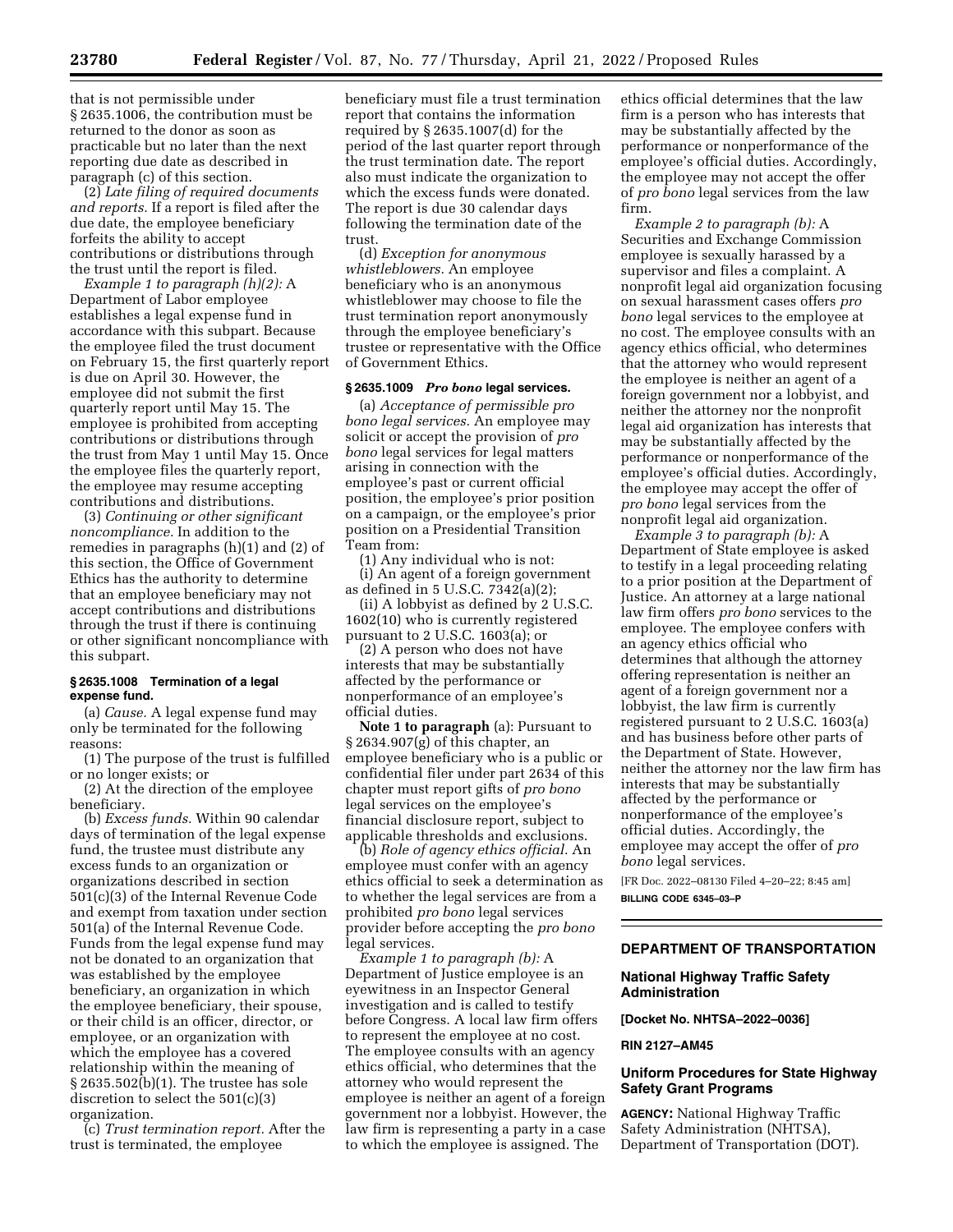that is not permissible under § 2635.1006, the contribution must be returned to the donor as soon as practicable but no later than the next reporting due date as described in paragraph (c) of this section.

(2) *Late filing of required documents and reports.* If a report is filed after the due date, the employee beneficiary forfeits the ability to accept contributions or distributions through the trust until the report is filed.

*Example 1 to paragraph (h)(2):* A Department of Labor employee establishes a legal expense fund in accordance with this subpart. Because the employee filed the trust document on February 15, the first quarterly report is due on April 30. However, the employee did not submit the first quarterly report until May 15. The employee is prohibited from accepting contributions or distributions through the trust from May 1 until May 15. Once the employee files the quarterly report, the employee may resume accepting contributions and distributions.

(3) *Continuing or other significant noncompliance.* In addition to the remedies in paragraphs (h)(1) and (2) of this section, the Office of Government Ethics has the authority to determine that an employee beneficiary may not accept contributions and distributions through the trust if there is continuing or other significant noncompliance with this subpart.

### § 2635.1008 Termination of a legal expense fund.

(a) *Cause.* A legal expense fund may only be terminated for the following reasons:

(1) The purpose of the trust is fulfilled or no longer exists; or

(2) At the direction of the employee beneficiary.

(b) *Excess funds.* Within 90 calendar days of termination of the legal expense fund, the trustee must distribute any excess funds to an organization or organizations described in section 501(c)(3) of the Internal Revenue Code and exempt from taxation under section 501(a) of the Internal Revenue Code. Funds from the legal expense fund may not be donated to an organization that was established by the employee beneficiary, an organization in which the employee beneficiary, their spouse, or their child is an officer, director, or employee, or an organization with which the employee has a covered relationship within the meaning of § 2635.502(b)(1). The trustee has sole discretion to select the 501(c)(3) organization.

(c) *Trust termination report.* After the trust is terminated, the employee beneficiary must file a trust termination report that contains the information required by § 2635.1007(d) for the period of the last quarter report through the trust termination date. The report also must indicate the organization to which the excess funds were donated. The report is due 30 calendar days following the termination date of the trust.

(d) *Exception for anonymous whistleblowers.* An employee beneficiary who is an anonymous whistleblower may choose to file the trust termination report anonymously through the employee beneficiary's trustee or representative with the Office of Government Ethics.

### § 2635.1009 *Pro bono* legal services.

(a) *Acceptance of permissible pro bono legal services.* An employee may solicit or accept the provision of *pro bono* legal services for legal matters arising in connection with the employee's past or current official position, the employee's prior position on a campaign, or the employee's prior position on a Presidential Transition Team from:

(1) Any individual who is not:

(i) An agent of a foreign government as defined in 5 U.S.C. 7342(a)(2);

(ii) A lobbyist as defined by 2 U.S.C. 1602(10) who is currently registered pursuant to 2 U.S.C. 1603(a); or

(2) A person who does not have interests that may be substantially affected by the performance or nonperformance of an employee's official duties.

**Note 1 to paragraph** (a): Pursuant to § 2634.907(g) of this chapter, an employee beneficiary who is a public or confidential filer under part 2634 of this chapter must report gifts of *pro bono* legal services on the employee's financial disclosure report, subject to applicable thresholds and exclusions.

(b) *Role of agency ethics official.* An employee must confer with an agency ethics official to seek a determination as to whether the legal services are from a prohibited *pro bono* legal services provider before accepting the *pro bono* legal services.

*Example 1 to paragraph (b):* A Department of Justice employee is an eyewitness in an Inspector General investigation and is called to testify before Congress. A local law firm offers to represent the employee at no cost. The employee consults with an agency ethics official, who determines that the attorney who would represent the employee is neither an agent of a foreign government nor a lobbyist. However, the law firm is representing a party in a case to which the employee is assigned. The ethics official determines that the law firm is a person who has interests that may be substantially affected by the performance or nonperformance of the employee's official duties. Accordingly, the employee may not accept the offer of *pro bono* legal services from the law firm.

*Example 2 to paragraph (b):* A Securities and Exchange Commission employee is sexually harassed by a supervisor and files a complaint. A nonprofit legal aid organization focusing on sexual harassment cases offers *pro bono* legal services to the employee at no cost. The employee consults with an agency ethics official, who determines that the attorney who would represent the employee is neither an agent of a foreign government nor a lobbyist, and neither the attorney nor the nonprofit legal aid organization has interests that may be substantially affected by the performance or nonperformance of the employee's official duties. Accordingly, the employee may accept the offer of *pro bono* legal services from the nonprofit legal aid organization.

*Example 3 to paragraph (b):* A Department of State employee is asked to testify in a legal proceeding relating to a prior position at the Department of Justice. An attorney at a large national law firm offers *pro bono* services to the employee. The employee confers with an agency ethics official who determines that although the attorney offering representation is neither an agent of a foreign government nor a lobbyist, the law firm is currently registered pursuant to 2 U.S.C. 1603(a) and has business before other parts of the Department of State. However, neither the attorney nor the law firm has interests that may be substantially affected by the performance or nonperformance of the employee's official duties. Accordingly, the employee may accept the offer of *pro bono* legal services.

[FR Doc. 2022–08130 Filed 4–20–22; 8:45 am]

**BILLING CODE 6345–03–P**

## DEPARTMENT OF TRANSPORTATION

### National Highway Traffic Safety Administration

**[Docket No. NHTSA–2022–0036]**

**RIN 2127–AM45**

### Uniform Procedures for State Highway Safety Grant Programs

**AGENCY:** National Highway Traffic Safety Administration (NHTSA), Department of Transportation (DOT).